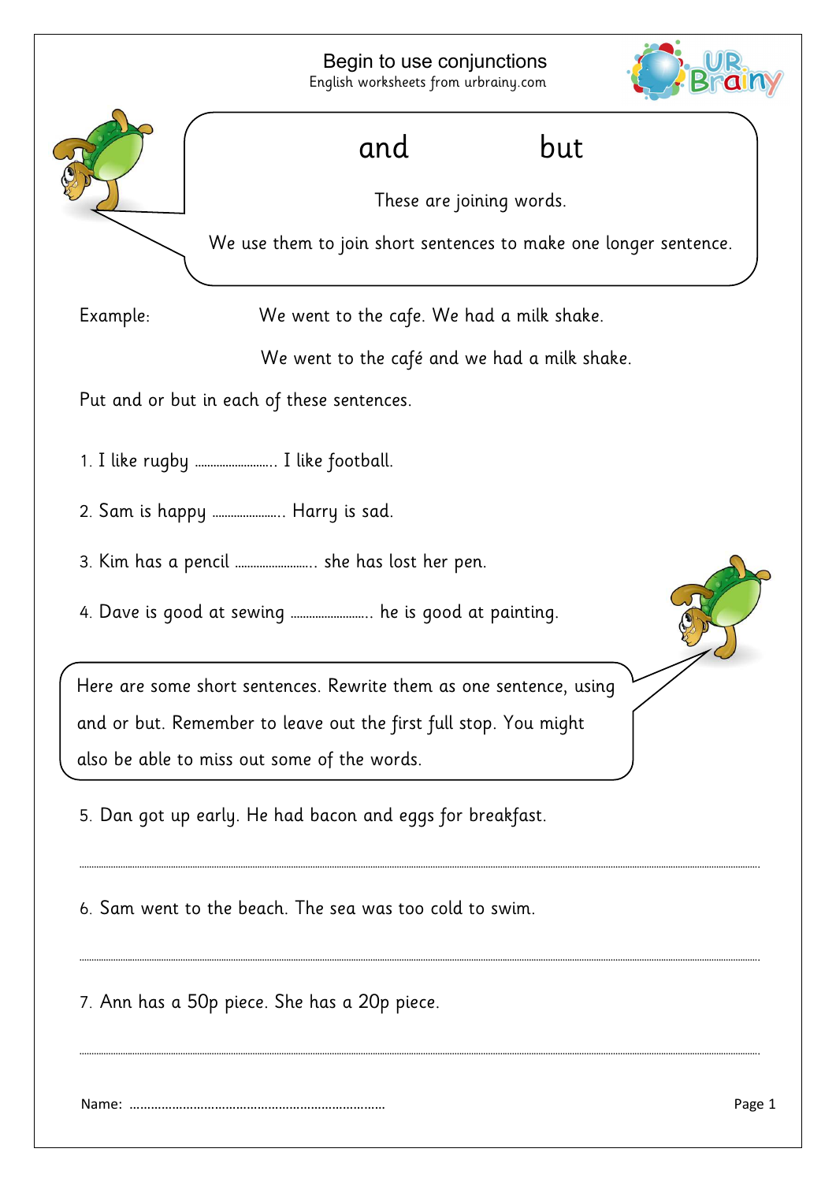# Begin to use conjunctions

English worksheets from urbrainy.com

**and** **but**

These are joining words.

We use them to join short sentences to make one longer sentence.

Example: We went to the cafe. We had a milk shake.

We went to the café and we had a milk shake.

Put and or but in each of these sentences.

1. I like rugby ……………………. I like football.

2. Sam is happy ………………….. Harry is sad.

3. Kim has a pencil ……………………. she has lost her pen.

4. Dave is good at sewing ……………………. he is good at painting.

Here are some short sentences. Rewrite them as one sentence, using and or but. Remember to leave out the first full stop. You might also be able to miss out some of the words.

5. Dan got up early. He had bacon and eggs for breakfast.

……………………………………………………………………………………………………

6. Sam went to the beach. The sea was too cold to swim.

……………………………………………………………………………………………………

7. Ann has a 50p piece. She has a 20p piece.

……………………………………………………………………………………………………

Name: ………………………………………………………………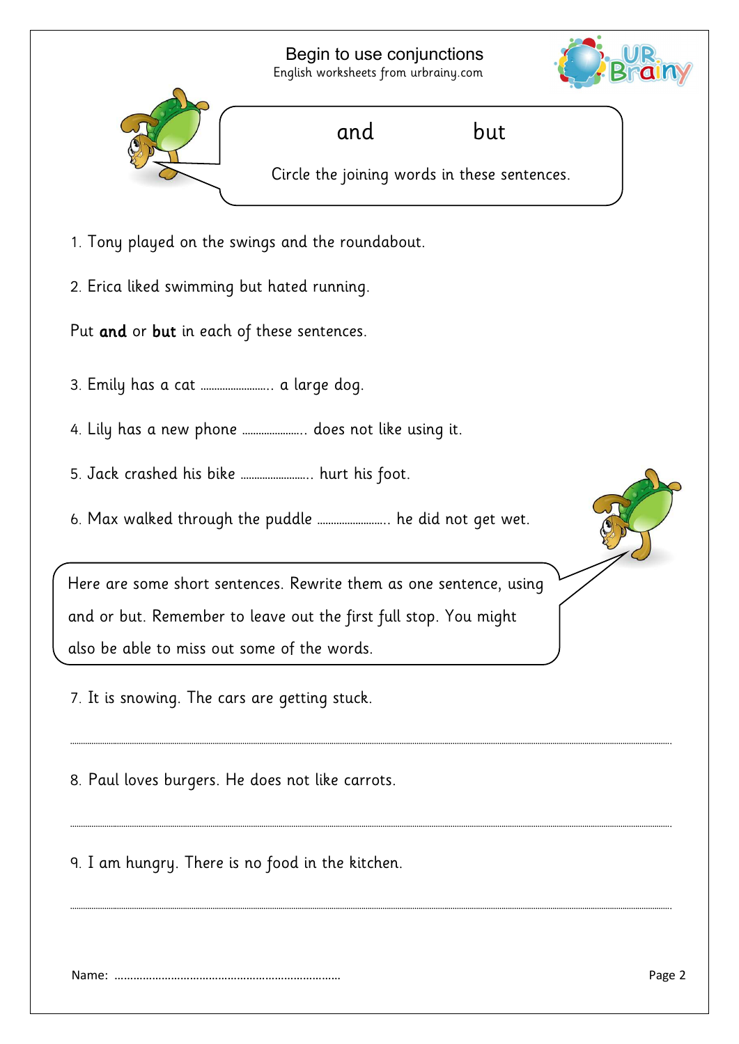# Begin to use conjunctions

English worksheets from urbrainy.com

and        but

Circle the joining words in these sentences.

1. Tony played on the swings and the roundabout.
2. Erica liked swimming but hated running.

Put **and** or **but** in each of these sentences.

3. Emily has a cat ........................ a large dog.
4. Lily has a new phone ...................... does not like using it.
5. Jack crashed his bike ........................ hurt his foot.
6. Max walked through the puddle ........................ he did not get wet.

Here are some short sentences. Rewrite them as one sentence, using and or but. Remember to leave out the first full stop. You might also be able to miss out some of the words.

7. It is snowing. The cars are getting stuck.

..........................................................................................................................................

8. Paul loves burgers. He does not like carrots.

..........................................................................................................................................

9. I am hungry. There is no food in the kitchen.

..........................................................................................................................................

Name: ......................................................................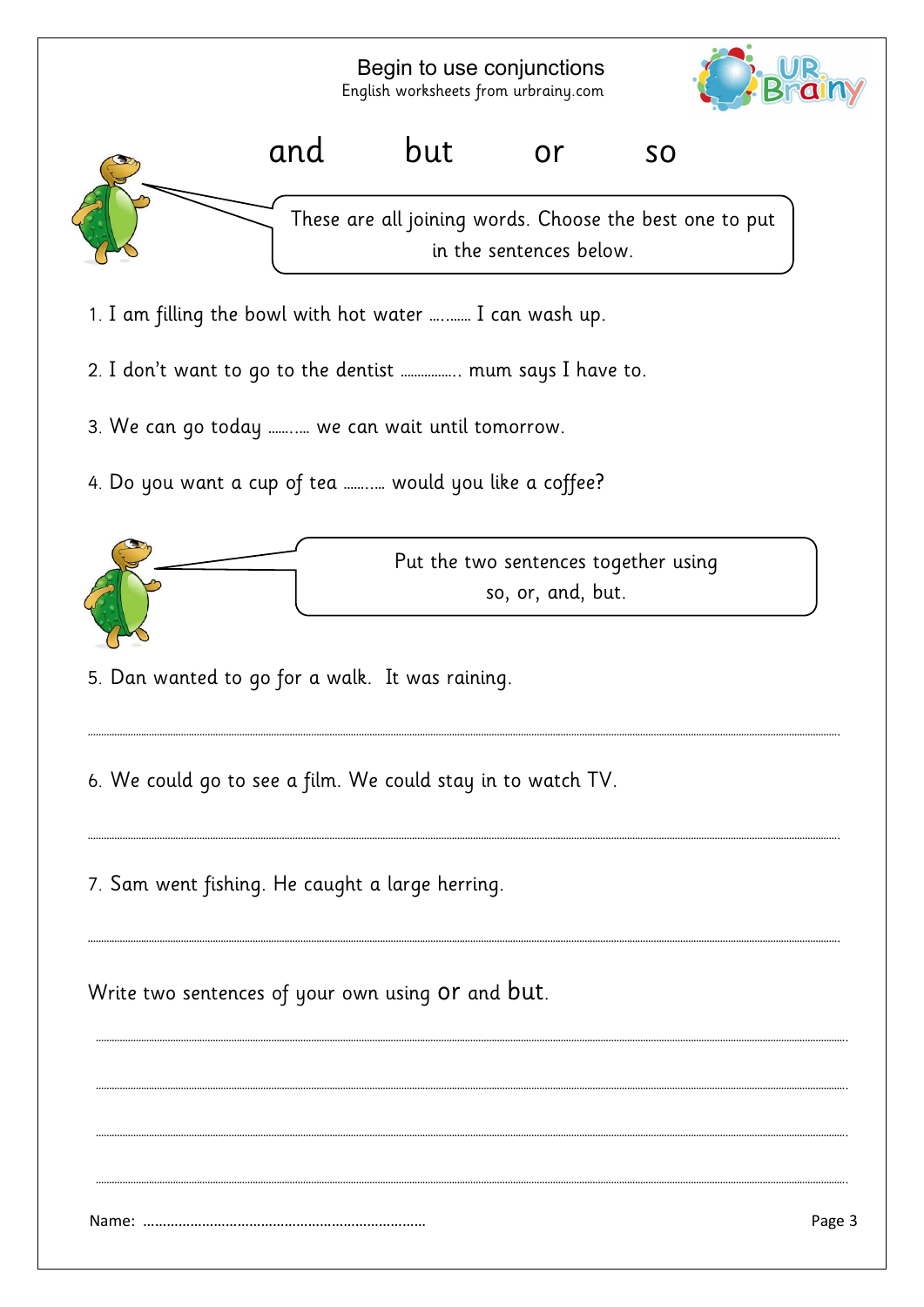# Begin to use conjunctions

English worksheets from urbrainy.com

and        but        or        so

These are all joining words. Choose the best one to put in the sentences below.

1. I am filling the bowl with hot water .......... I can wash up.
2. I don't want to go to the dentist ............... mum says I have to.
3. We can go today .......... we can wait until tomorrow.
4. Do you want a cup of tea .......... would you like a coffee?

Put the two sentences together using so, or, and, but.

5. Dan wanted to go for a walk. It was raining.

...............................................................................................................

6. We could go to see a film. We could stay in to watch TV.

...............................................................................................................

7. Sam went fishing. He caught a large herring.

...............................................................................................................

Write two sentences of your own using or and but.

...............................................................................................................

...............................................................................................................

...............................................................................................................

...............................................................................................................

Name: ........................................................................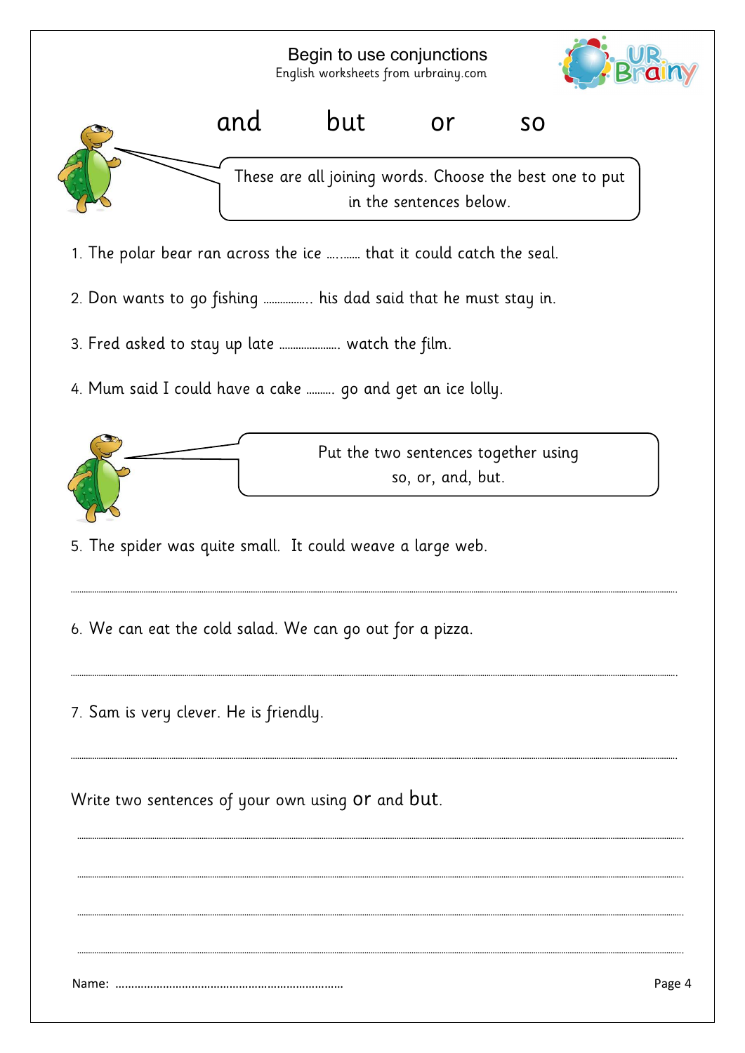# Begin to use conjunctions

English worksheets from urbrainy.com

and but or so

These are all joining words. Choose the best one to put in the sentences below.

1. The polar bear ran across the ice ……… that it could catch the seal.
2. Don wants to go fishing ……………. his dad said that he must stay in.
3. Fred asked to stay up late ………………… watch the film.
4. Mum said I could have a cake ……… go and get an ice lolly.

Put the two sentences together using so, or, and, but.

5. The spider was quite small. It could weave a large web.

………………………………………………………………………………………………………

6. We can eat the cold salad. We can go out for a pizza.

………………………………………………………………………………………………………

7. Sam is very clever. He is friendly.

………………………………………………………………………………………………………

Write two sentences of your own using or and but.

………………………………………………………………………………………………………

………………………………………………………………………………………………………

………………………………………………………………………………………………………

………………………………………………………………………………………………………

Name: ………………………………………………………………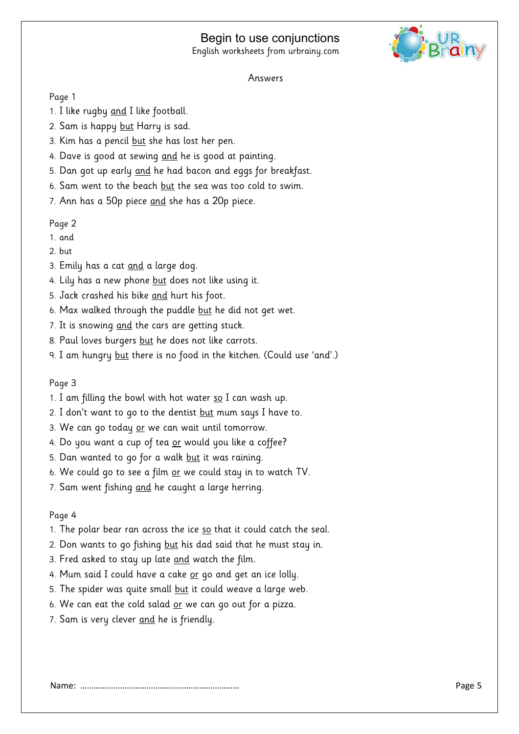# Begin to use conjunctions

English worksheets from urbrainy.com

## Answers

### Page 1

1. I like rugby <u>and</u> I like football.
2. Sam is happy <u>but</u> Harry is sad.
3. Kim has a pencil <u>but</u> she has lost her pen.
4. Dave is good at sewing <u>and</u> he is good at painting.
5. Dan got up early <u>and</u> he had bacon and eggs for breakfast.
6. Sam went to the beach <u>but</u> the sea was too cold to swim.
7. Ann has a 50p piece <u>and</u> she has a 20p piece.

### Page 2

1. and
2. but
3. Emily has a cat <u>and</u> a large dog.
4. Lily has a new phone <u>but</u> does not like using it.
5. Jack crashed his bike <u>and</u> hurt his foot.
6. Max walked through the puddle <u>but</u> he did not get wet.
7. It is snowing <u>and</u> the cars are getting stuck.
8. Paul loves burgers <u>but</u> he does not like carrots.
9. I am hungry <u>but</u> there is no food in the kitchen. (Could use 'and'.)

### Page 3

1. I am filling the bowl with hot water <u>so</u> I can wash up.
2. I don't want to go to the dentist <u>but</u> mum says I have to.
3. We can go today <u>or</u> we can wait until tomorrow.
4. Do you want a cup of tea <u>or</u> would you like a coffee?
5. Dan wanted to go for a walk <u>but</u> it was raining.
6. We could go to see a film <u>or</u> we could stay in to watch TV.
7. Sam went fishing <u>and</u> he caught a large herring.

### Page 4

1. The polar bear ran across the ice <u>so</u> that it could catch the seal.
2. Don wants to go fishing <u>but</u> his dad said that he must stay in.
3. Fred asked to stay up late <u>and</u> watch the film.
4. Mum said I could have a cake <u>or</u> go and get an ice lolly.
5. The spider was quite small <u>but</u> it could weave a large web.
6. We can eat the cold salad <u>or</u> we can go out for a pizza.
7. Sam is very clever <u>and</u> he is friendly.

Name: ……………………………………………………………